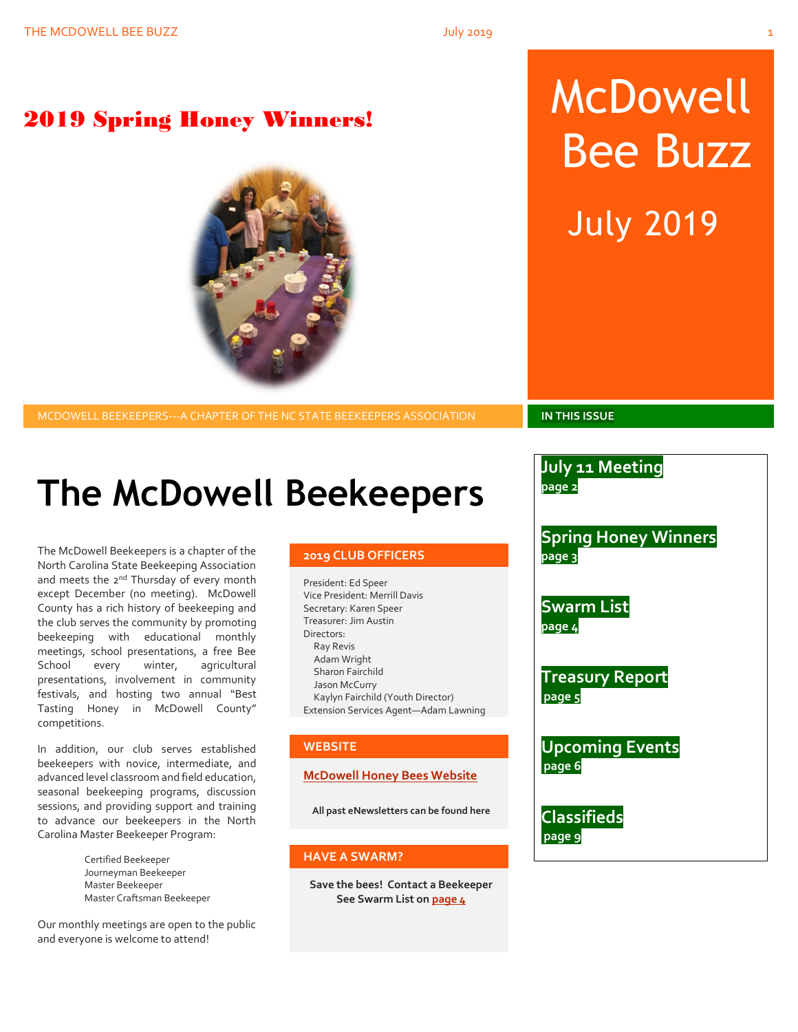# McDowell Bee Buzz

July 2019

## 2019 Spring Honey Winners!

MCDOWELL BEEKEEPERS---A CHAPTER OF THE NC STATE BEEKEEPERS ASSOCIATION

## IN THIS ISSUE

**July 11 Meeting**
page 2

**Spring Honey Winners**
page 3

**Swarm List**
page 4

**Treasury Report**
page 5

**Upcoming Events**
page 6

**Classifieds**
page 9

# The McDowell Beekeepers

The McDowell Beekeepers is a chapter of the North Carolina State Beekeeping Association and meets the 2nd Thursday of every month except December (no meeting). McDowell County has a rich history of beekeeping and the club serves the community by promoting beekeeping with educational monthly meetings, school presentations, a free Bee School every winter, agricultural presentations, involvement in community festivals, and hosting two annual "Best Tasting Honey in McDowell County" competitions.

In addition, our club serves established beekeepers with novice, intermediate, and advanced level classroom and field education, seasonal beekeeping programs, discussion sessions, and providing support and training to advance our beekeepers in the North Carolina Master Beekeeper Program:

- Certified Beekeeper
- Journeyman Beekeeper
- Master Beekeeper
- Master Craftsman Beekeeper

Our monthly meetings are open to the public and everyone is welcome to attend!

### 2019 CLUB OFFICERS

President: Ed Speer
Vice President: Merrill Davis
Secretary: Karen Speer
Treasurer: Jim Austin
Directors:
- Ray Revis
- Adam Wright
- Sharon Fairchild
- Jason McCurry
- Kaylyn Fairchild (Youth Director)

Extension Services Agent—Adam Lawning

### WEBSITE

McDowell Honey Bees Website

**All past eNewsletters can be found here**

### HAVE A SWARM?

**Save the bees! Contact a Beekeeper**
**See Swarm List on page 4**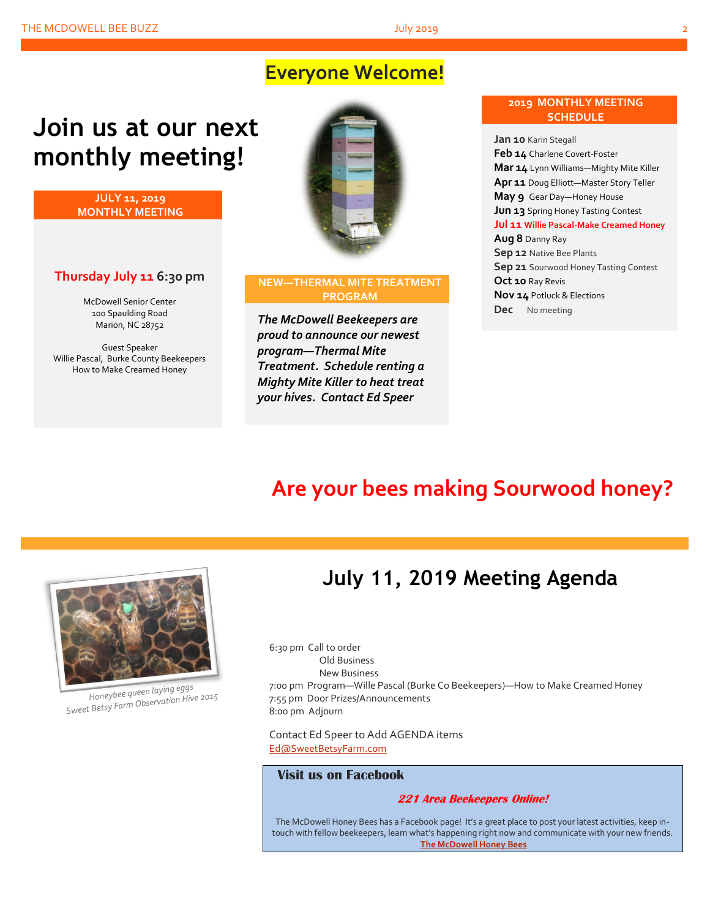**Everyone Welcome!**

# Join us at our next monthly meeting!

## JULY 11, 2019 MONTHLY MEETING

**Thursday July 11 6:30 pm**

McDowell Senior Center
100 Spaulding Road
Marion, NC 28752

Guest Speaker
Willie Pascal, Burke County Beekeepers
How to Make Creamed Honey

## NEW—THERMAL MITE TREATMENT PROGRAM

***The McDowell Beekeepers are proud to announce our newest program—Thermal Mite Treatment. Schedule renting a Mighty Mite Killer to heat treat your hives. Contact Ed Speer***

## 2019 MONTHLY MEETING SCHEDULE

**Jan 10** Karin Stegall
**Feb 14** Charlene Covert-Foster
**Mar 14** Lynn Williams—Mighty Mite Killer
**Apr 11** Doug Elliott—Master Story Teller
**May 9** Gear Day—Honey House
**Jun 13** Spring Honey Tasting Contest
**Jul 11 Willie Pascal-Make Creamed Honey**
**Aug 8** Danny Ray
**Sep 12** Native Bee Plants
**Sep 21** Sourwood Honey Tasting Contest
**Oct 10** Ray Revis
**Nov 14** Potluck & Elections
**Dec** No meeting

# Are your bees making Sourwood honey?

Honeybee queen laying eggs
Sweet Betsy Farm Observation Hive 2015

# July 11, 2019 Meeting Agenda

6:30 pm Call to order
Old Business
New Business
7:00 pm Program—Wille Pascal (Burke Co Beekeepers)—How to Make Creamed Honey
7:55 pm Door Prizes/Announcements
8:00 pm Adjourn

Contact Ed Speer to Add AGENDA items
Ed@SweetBetsyFarm.com

### Visit us on Facebook

***221 Area Beekeepers Online!***

The McDowell Honey Bees has a Facebook page! It's a great place to post your latest activities, keep in-touch with fellow beekeepers, learn what's happening right now and communicate with your new friends.
**The McDowell Honey Bees**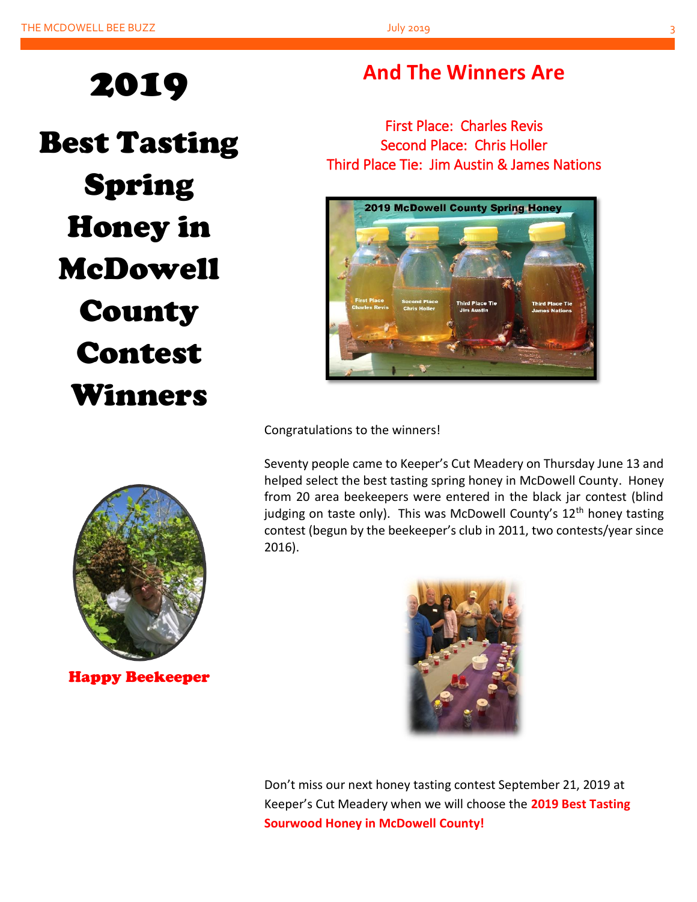# 2019 Best Tasting Spring Honey in McDowell County Contest Winners

## And The Winners Are

First Place: Charles Revis
Second Place: Chris Holler
Third Place Tie: Jim Austin & James Nations

Happy Beekeeper

Congratulations to the winners!

Seventy people came to Keeper's Cut Meadery on Thursday June 13 and helped select the best tasting spring honey in McDowell County. Honey from 20 area beekeepers were entered in the black jar contest (blind judging on taste only). This was McDowell County's 12th honey tasting contest (begun by the beekeeper's club in 2011, two contests/year since 2016).

Don't miss our next honey tasting contest September 21, 2019 at Keeper's Cut Meadery when we will choose the **2019 Best Tasting Sourwood Honey in McDowell County!**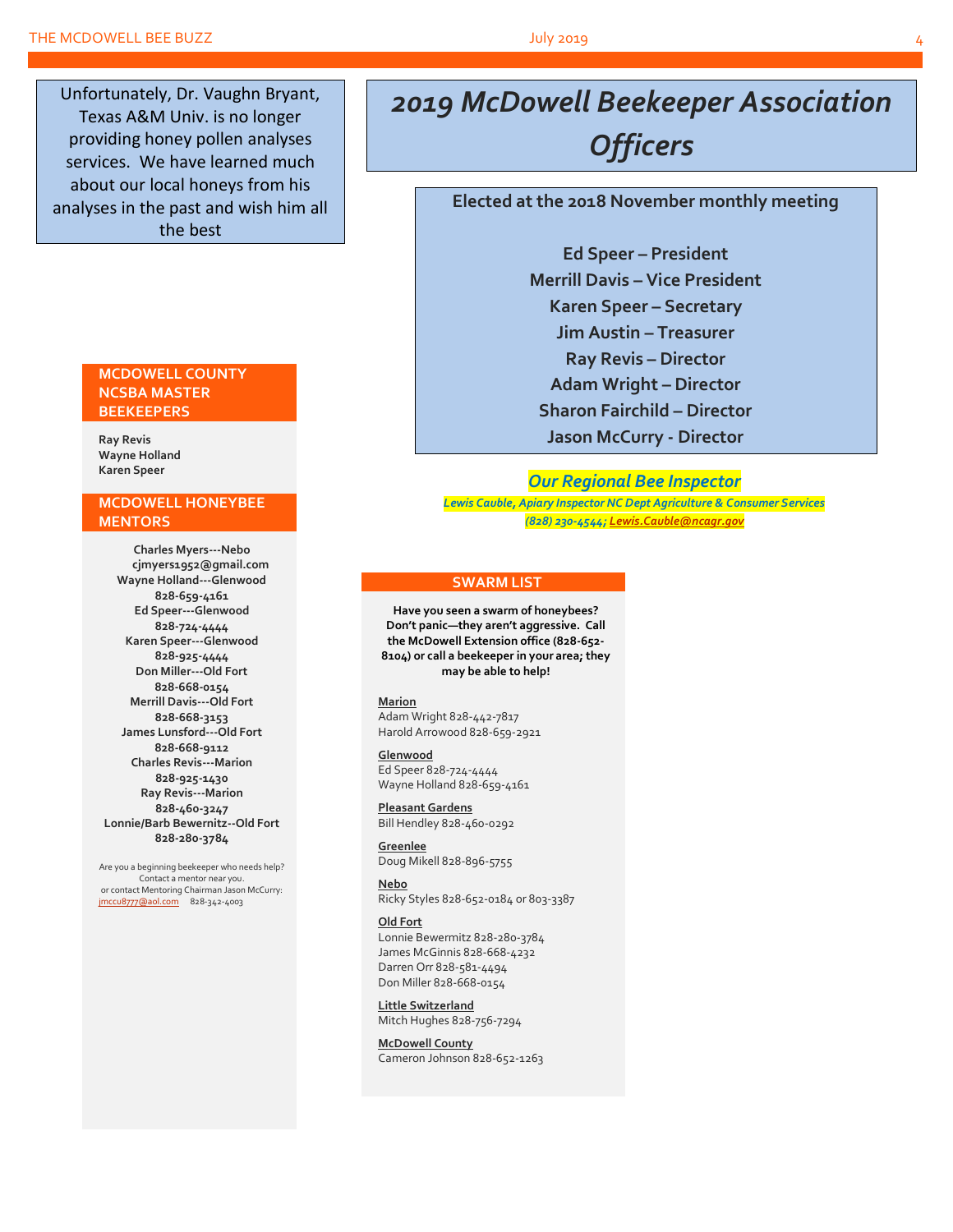Unfortunately, Dr. Vaughn Bryant, Texas A&M Univ. is no longer providing honey pollen analyses services. We have learned much about our local honeys from his analyses in the past and wish him all the best

# *2019 McDowell Beekeeper Association Officers*

**Elected at the 2018 November monthly meeting**

**Ed Speer – President**
**Merrill Davis – Vice President**
**Karen Speer – Secretary**
**Jim Austin – Treasurer**
**Ray Revis – Director**
**Adam Wright – Director**
**Sharon Fairchild – Director**
**Jason McCurry - Director**

## *Our Regional Bee Inspector*

***Lewis Cauble, Apiary Inspector NC Dept Agriculture & Consumer Services***
***(828) 230-4544; Lewis.Cauble@ncagr.gov***

## MCDOWELL COUNTY NCSBA MASTER BEEKEEPERS

**Ray Revis**
**Wayne Holland**
**Karen Speer**

## MCDOWELL HONEYBEE MENTORS

**Charles Myers---Nebo**
**cjmyers1952@gmail.com**
**Wayne Holland---Glenwood**
**828-659-4161**
**Ed Speer---Glenwood**
**828-724-4444**
**Karen Speer---Glenwood**
**828-925-4444**
**Don Miller---Old Fort**
**828-668-0154**
**Merrill Davis---Old Fort**
**828-668-3153**
**James Lunsford---Old Fort**
**828-668-9112**
**Charles Revis---Marion**
**828-925-1430**
**Ray Revis---Marion**
**828-460-3247**
**Lonnie/Barb Bewernitz--Old Fort**
**828-280-3784**

Are you a beginning beekeeper who needs help? Contact a mentor near you.
or contact Mentoring Chairman Jason McCurry: jmccu8777@aol.com 828-342-4003

## SWARM LIST

**Have you seen a swarm of honeybees? Don't panic—they aren't aggressive. Call the McDowell Extension office (828-652-8104) or call a beekeeper in your area; they may be able to help!**

<u>Marion</u>
Adam Wright 828-442-7817
Harold Arrowood 828-659-2921

<u>Glenwood</u>
Ed Speer 828-724-4444
Wayne Holland 828-659-4161

<u>Pleasant Gardens</u>
Bill Hendley 828-460-0292

<u>Greenlee</u>
Doug Mikell 828-896-5755

<u>Nebo</u>
Ricky Styles 828-652-0184 or 803-3387

<u>Old Fort</u>
Lonnie Bewermitz 828-280-3784
James McGinnis 828-668-4232
Darren Orr 828-581-4494
Don Miller 828-668-0154

<u>Little Switzerland</u>
Mitch Hughes 828-756-7294

<u>McDowell County</u>
Cameron Johnson 828-652-1263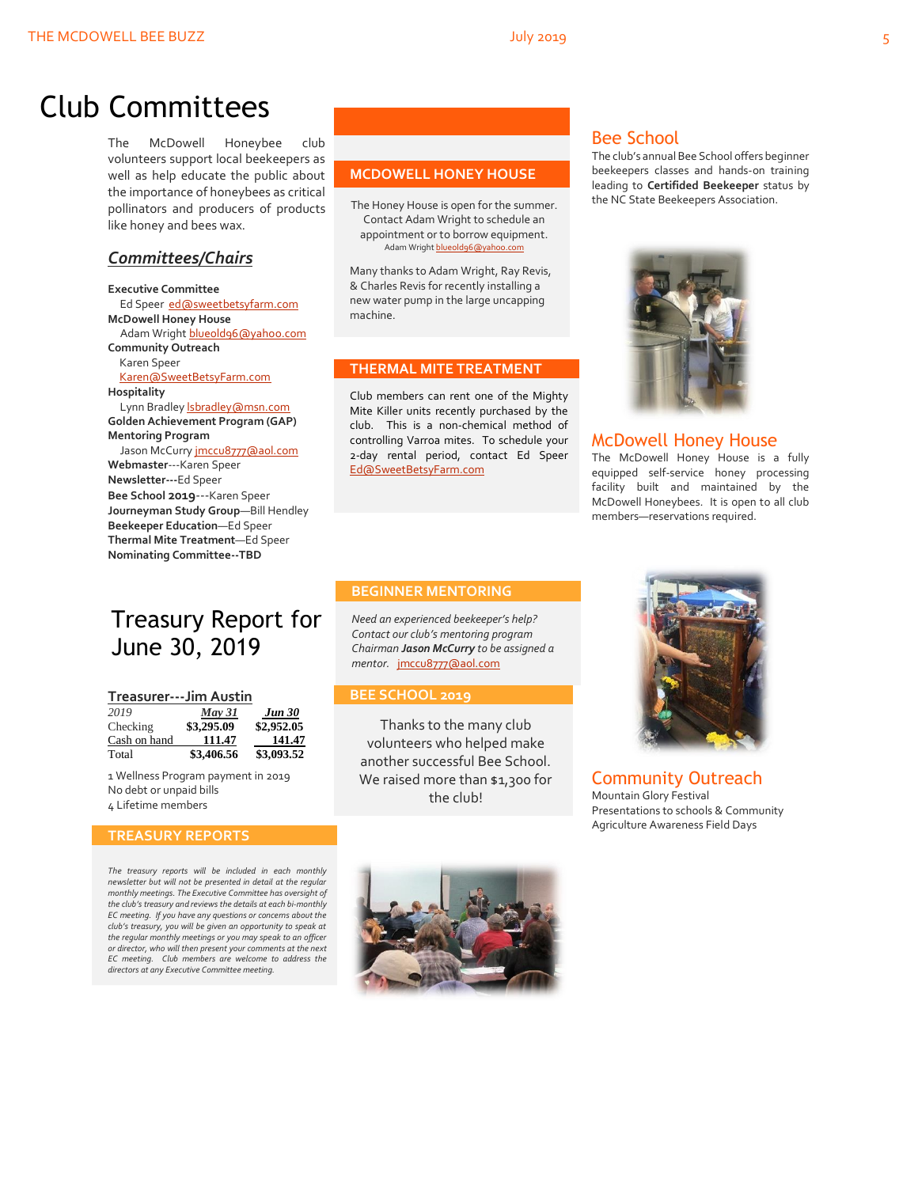# Club Committees

The McDowell Honeybee club volunteers support local beekeepers as well as help educate the public about the importance of honeybees as critical pollinators and producers of products like honey and bees wax.

## *Committees/Chairs*

**Executive Committee**
Ed Speer ed@sweetbetsyfarm.com
**McDowell Honey House**
Adam Wright blueold96@yahoo.com
**Community Outreach**
Karen Speer
Karen@SweetBetsyFarm.com
**Hospitality**
Lynn Bradley lsbradley@msn.com
**Golden Achievement Program (GAP)**
**Mentoring Program**
Jason McCurry jmccu8777@aol.com
**Webmaster**---Karen Speer
**Newsletter---**Ed Speer
**Bee School 2019**---Karen Speer
**Journeyman Study Group**—Bill Hendley
**Beekeeper Education**—Ed Speer
**Thermal Mite Treatment**—Ed Speer
**Nominating Committee--TBD**

# Treasury Report for June 30, 2019

**Treasurer---Jim Austin**

| *2019* | ***May 31*** | ***Jun 30*** |
|---|---|---|
| Checking | **$3,295.09** | **$2,952.05** |
| Cash on hand | **111.47** | **141.47** |
| Total | **$3,406.56** | **$3,093.52** |

1 Wellness Program payment in 2019
No debt or unpaid bills
4 Lifetime members

### TREASURY REPORTS

*The treasury reports will be included in each monthly newsletter but will not be presented in detail at the regular monthly meetings. The Executive Committee has oversight of the club's treasury and reviews the details at each bi-monthly EC meeting. If you have any questions or concerns about the club's treasury, you will be given an opportunity to speak at the regular monthly meetings or you may speak to an officer or director, who will then present your comments at the next EC meeting. Club members are welcome to address the directors at any Executive Committee meeting.*

### MCDOWELL HONEY HOUSE

The Honey House is open for the summer. Contact Adam Wright to schedule an appointment or to borrow equipment.
Adam Wright blueold96@yahoo.com

Many thanks to Adam Wright, Ray Revis, & Charles Revis for recently installing a new water pump in the large uncapping machine.

### THERMAL MITE TREATMENT

Club members can rent one of the Mighty Mite Killer units recently purchased by the club. This is a non-chemical method of controlling Varroa mites. To schedule your 2-day rental period, contact Ed Speer Ed@SweetBetsyFarm.com

### BEGINNER MENTORING

*Need an experienced beekeeper's help? Contact our club's mentoring program Chairman **Jason McCurry** to be assigned a mentor.* jmccu8777@aol.com

### BEE SCHOOL 2019

Thanks to the many club volunteers who helped make another successful Bee School. We raised more than $1,300 for the club!

## Bee School

The club's annual Bee School offers beginner beekeepers classes and hands-on training leading to **Certifided Beekeeper** status by the NC State Beekeepers Association.

## McDowell Honey House

The McDowell Honey House is a fully equipped self-service honey processing facility built and maintained by the McDowell Honeybees. It is open to all club members—reservations required.

## Community Outreach

Mountain Glory Festival
Presentations to schools & Community
Agriculture Awareness Field Days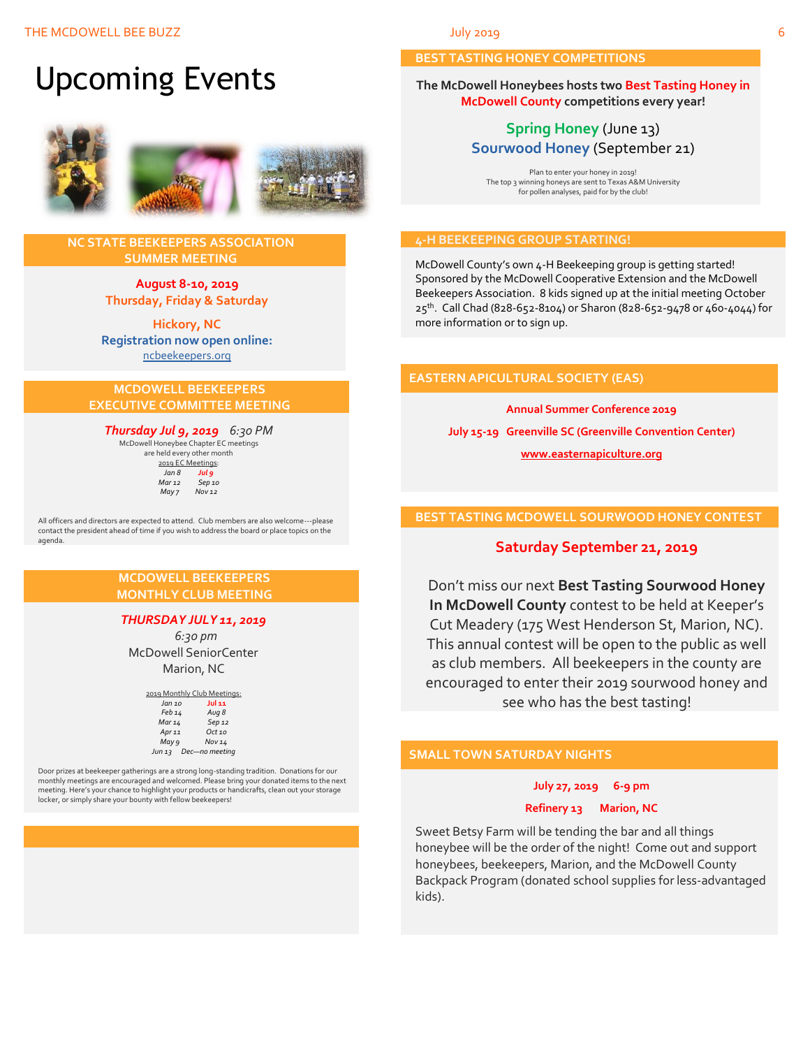# Upcoming Events

## NC STATE BEEKEEPERS ASSOCIATION SUMMER MEETING

**August 8-10, 2019**
**Thursday, Friday & Saturday**

**Hickory, NC**
**Registration now open online:**
ncbeekeepers.org

## MCDOWELL BEEKEEPERS EXECUTIVE COMMITTEE MEETING

***Thursday Jul 9, 2019*** *6:30 PM*

McDowell Honeybee Chapter EC meetings are held every other month

2019 EC Meetings:

| | |
|---|---|
| *Jan 8* | ***Jul 9*** |
| *Mar 12* | *Sep 10* |
| *May 7* | *Nov 12* |

All officers and directors are expected to attend. Club members are also welcome---please contact the president ahead of time if you wish to address the board or place topics on the agenda.

## MCDOWELL BEEKEEPERS MONTHLY CLUB MEETING

***THURSDAY JULY 11, 2019***
*6:30 pm*
McDowell SeniorCenter
Marion, NC

2019 Monthly Club Meetings:

| | |
|---|---|
| *Jan 10* | ***Jul 11*** |
| *Feb 14* | *Aug 8* |
| *Mar 14* | *Sep 12* |
| *Apr 11* | *Oct 10* |
| *May 9* | *Nov 14* |
| *Jun 13* | *Dec—no meeting* |

Door prizes at beekeeper gatherings are a strong long-standing tradition. Donations for our monthly meetings are encouraged and welcomed. Please bring your donated items to the next meeting. Here's your chance to highlight your products or handicrafts, clean out your storage locker, or simply share your bounty with fellow beekeepers!

## BEST TASTING HONEY COMPETITIONS

**The McDowell Honeybees hosts two Best Tasting Honey in McDowell County competitions every year!**

**Spring Honey** (June 13)
**Sourwood Honey** (September 21)

Plan to enter your honey in 2019!
The top 3 winning honeys are sent to Texas A&M University for pollen analyses, paid for by the club!

## 4-H BEEKEEPING GROUP STARTING!

McDowell County's own 4-H Beekeeping group is getting started! Sponsored by the McDowell Cooperative Extension and the McDowell Beekeepers Association. 8 kids signed up at the initial meeting October 25th. Call Chad (828-652-8104) or Sharon (828-652-9478 or 460-4044) for more information or to sign up.

## EASTERN APICULTURAL SOCIETY (EAS)

**Annual Summer Conference 2019**

**July 15-19 Greenville SC (Greenville Convention Center)**

**www.easternapiculture.org**

## BEST TASTING MCDOWELL SOURWOOD HONEY CONTEST

**Saturday September 21, 2019**

Don't miss our next **Best Tasting Sourwood Honey In McDowell County** contest to be held at Keeper's Cut Meadery (175 West Henderson St, Marion, NC). This annual contest will be open to the public as well as club members. All beekeepers in the county are encouraged to enter their 2019 sourwood honey and see who has the best tasting!

## SMALL TOWN SATURDAY NIGHTS

**July 27, 2019 6-9 pm**

**Refinery 13 Marion, NC**

Sweet Betsy Farm will be tending the bar and all things honeybee will be the order of the night! Come out and support honeybees, beekeepers, Marion, and the McDowell County Backpack Program (donated school supplies for less-advantaged kids).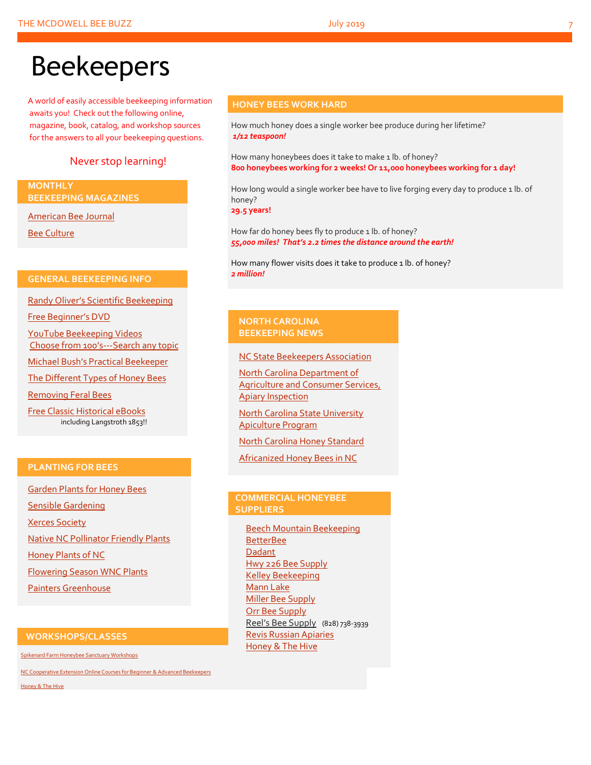# Beekeepers

A world of easily accessible beekeeping information awaits you! Check out the following online, magazine, book, catalog, and workshop sources for the answers to all your beekeeping questions.

Never stop learning!

## MONTHLY BEEKEEPING MAGAZINES

- American Bee Journal
- Bee Culture

## GENERAL BEEKEEPING INFO

- Randy Oliver's Scientific Beekeeping
- Free Beginner's DVD
- YouTube Beekeeping Videos
  Choose from 100's---Search any topic
- Michael Bush's Practical Beekeeper
- The Different Types of Honey Bees
- Removing Feral Bees
- Free Classic Historical eBooks
  including Langstroth 1853!!

## PLANTING FOR BEES

- Garden Plants for Honey Bees
- Sensible Gardening
- Xerces Society
- Native NC Pollinator Friendly Plants
- Honey Plants of NC
- Flowering Season WNC Plants
- Painters Greenhouse

## WORKSHOPS/CLASSES

- Spikenard Farm Honeybee Sanctuary Workshops
- NC Cooperative Extension Online Courses for Beginner & Advanced Beekeepers
- Honey & The Hive

## HONEY BEES WORK HARD

How much honey does a single worker bee produce during her lifetime?
***1/12 teaspoon!***

How many honeybees does it take to make 1 lb. of honey?
**800 honeybees working for 2 weeks! Or 11,000 honeybees working for 1 day!**

How long would a single worker bee have to live forging every day to produce 1 lb. of honey?
**29.5 years!**

How far do honey bees fly to produce 1 lb. of honey?
***55,000 miles! That's 2.2 times the distance around the earth!***

How many flower visits does it take to produce 1 lb. of honey?
***2 million!***

## NORTH CAROLINA BEEKEEPING NEWS

- NC State Beekeepers Association
- North Carolina Department of Agriculture and Consumer Services, Apiary Inspection
- North Carolina State University Apiculture Program
- North Carolina Honey Standard
- Africanized Honey Bees in NC

## COMMERCIAL HONEYBEE SUPPLIERS

- Beech Mountain Beekeeping
- BetterBee
- Dadant
- Hwy 226 Bee Supply
- Kelley Beekeeping
- Mann Lake
- Miller Bee Supply
- Orr Bee Supply
- Reel's Bee Supply (828) 738-3939
- Revis Russian Apiaries
- Honey & The Hive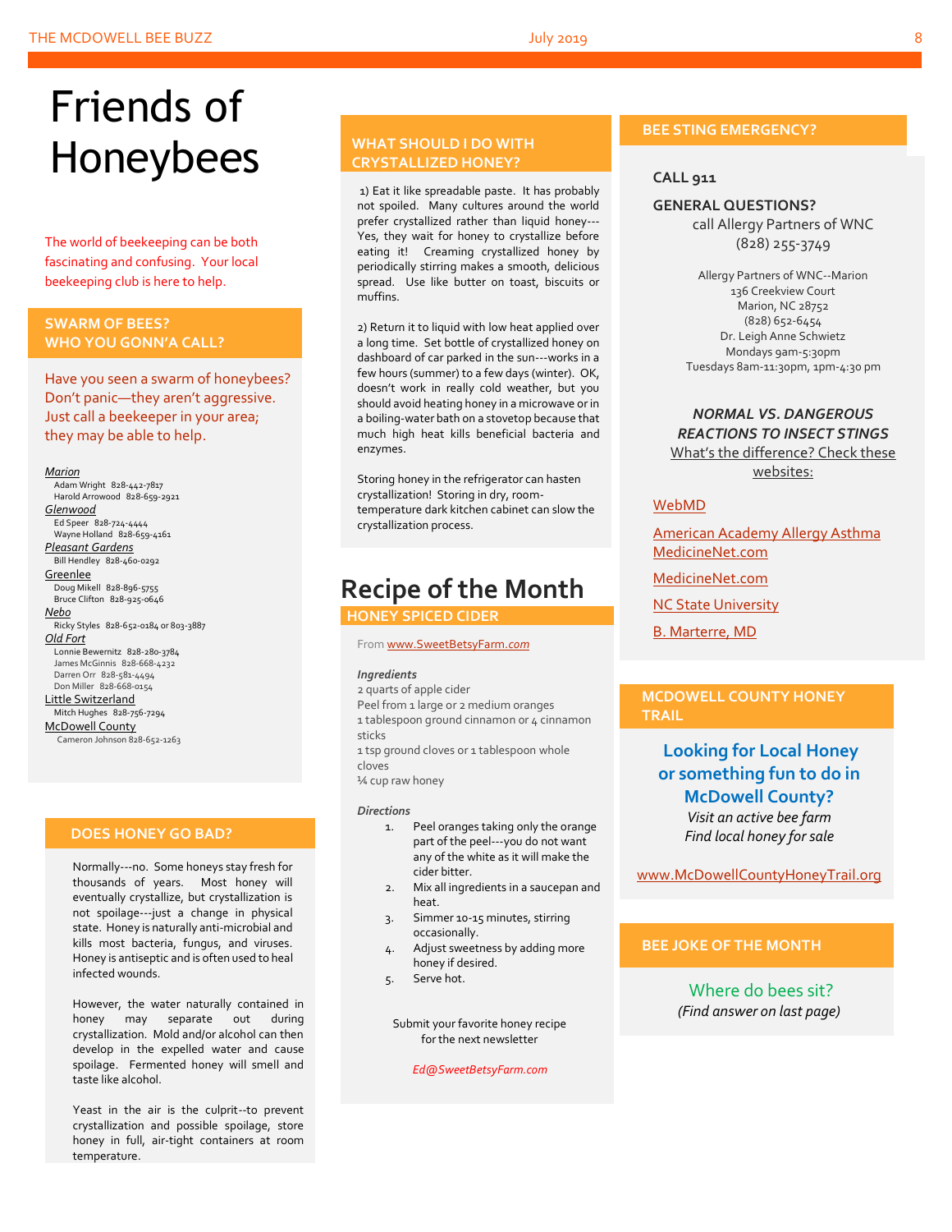# Friends of Honeybees

The world of beekeeping can be both fascinating and confusing. Your local beekeeping club is here to help.

## SWARM OF BEES? WHO YOU GONN'A CALL?

Have you seen a swarm of honeybees? Don't panic—they aren't aggressive. Just call a beekeeper in your area; they may be able to help.

*Marion*
- Adam Wright 828-442-7817
- Harold Arrowood 828-659-2921

*Glenwood*
- Ed Speer 828-724-4444
- Wayne Holland 828-659-4161

*Pleasant Gardens*
- Bill Hendley 828-460-0292

Greenlee
- Doug Mikell 828-896-5755
- Bruce Clifton 828-925-0646

*Nebo*
- Ricky Styles 828-652-0184 or 803-3887

*Old Fort*
- Lonnie Bewernitz 828-280-3784
- James McGinnis 828-668-4232
- Darren Orr 828-581-4494
- Don Miller 828-668-0154

Little Switzerland
- Mitch Hughes 828-756-7294

McDowell County
- Cameron Johnson 828-652-1263

## DOES HONEY GO BAD?

Normally---no. Some honeys stay fresh for thousands of years. Most honey will eventually crystallize, but crystallization is not spoilage---just a change in physical state. Honey is naturally anti-microbial and kills most bacteria, fungus, and viruses. Honey is antiseptic and is often used to heal infected wounds.

However, the water naturally contained in honey may separate out during crystallization. Mold and/or alcohol can then develop in the expelled water and cause spoilage. Fermented honey will smell and taste like alcohol.

Yeast in the air is the culprit--to prevent crystallization and possible spoilage, store honey in full, air-tight containers at room temperature.

## WHAT SHOULD I DO WITH CRYSTALLIZED HONEY?

1) Eat it like spreadable paste. It has probably not spoiled. Many cultures around the world prefer crystallized rather than liquid honey---Yes, they wait for honey to crystallize before eating it! Creaming crystallized honey by periodically stirring makes a smooth, delicious spread. Use like butter on toast, biscuits or muffins.

2) Return it to liquid with low heat applied over a long time. Set bottle of crystallized honey on dashboard of car parked in the sun---works in a few hours (summer) to a few days (winter). OK, doesn't work in really cold weather, but you should avoid heating honey in a microwave or in a boiling-water bath on a stovetop because that much high heat kills beneficial bacteria and enzymes.

Storing honey in the refrigerator can hasten crystallization! Storing in dry, room-temperature dark kitchen cabinet can slow the crystallization process.

# Recipe of the Month

## HONEY SPICED CIDER

From www.SweetBetsyFarm.com

***Ingredients***

2 quarts of apple cider
Peel from 1 large or 2 medium oranges
1 tablespoon ground cinnamon or 4 cinnamon sticks
1 tsp ground cloves or 1 tablespoon whole cloves
¼ cup raw honey

***Directions***

1. Peel oranges taking only the orange part of the peel---you do not want any of the white as it will make the cider bitter.
2. Mix all ingredients in a saucepan and heat.
3. Simmer 10-15 minutes, stirring occasionally.
4. Adjust sweetness by adding more honey if desired.
5. Serve hot.

Submit your favorite honey recipe for the next newsletter

*Ed@SweetBetsyFarm.com*

## BEE STING EMERGENCY?

**CALL 911**

**GENERAL QUESTIONS?**
call Allergy Partners of WNC
(828) 255-3749

Allergy Partners of WNC--Marion
136 Creekview Court
Marion, NC 28752
(828) 652-6454
Dr. Leigh Anne Schwietz
Mondays 9am-5:30pm
Tuesdays 8am-11:30pm, 1pm-4:30 pm

***NORMAL VS. DANGEROUS REACTIONS TO INSECT STINGS***

What's the difference? Check these websites:

WebMD

American Academy Allergy Asthma MedicineNet.com

MedicineNet.com

NC State University

B. Marterre, MD

## MCDOWELL COUNTY HONEY TRAIL

**Looking for Local Honey or something fun to do in McDowell County?**

*Visit an active bee farm*
*Find local honey for sale*

www.McDowellCountyHoneyTrail.org

## BEE JOKE OF THE MONTH

Where do bees sit?
*(Find answer on last page)*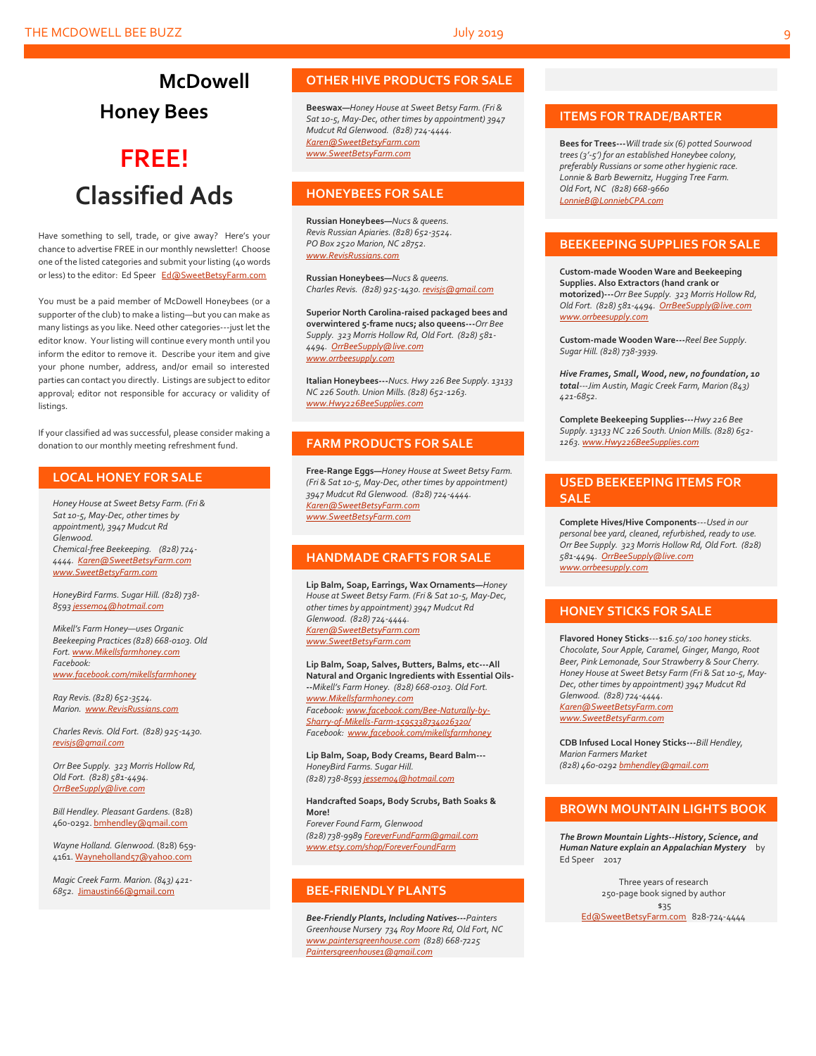# McDowell Honey Bees

# FREE! Classified Ads

Have something to sell, trade, or give away? Here's your chance to advertise FREE in our monthly newsletter! Choose one of the listed categories and submit your listing (40 words or less) to the editor: Ed Speer Ed@SweetBetsyFarm.com

You must be a paid member of McDowell Honeybees (or a supporter of the club) to make a listing—but you can make as many listings as you like. Need other categories---just let the editor know. Your listing will continue every month until you inform the editor to remove it. Describe your item and give your phone number, address, and/or email so interested parties can contact you directly. Listings are subject to editor approval; editor not responsible for accuracy or validity of listings.

If your classified ad was successful, please consider making a donation to our monthly meeting refreshment fund.

## LOCAL HONEY FOR SALE

*Honey House at Sweet Betsy Farm. (Fri & Sat 10-5, May-Dec, other times by appointment), 3947 Mudcut Rd Glenwood. Chemical-free Beekeeping. (828) 724-4444. Karen@SweetBetsyFarm.com www.SweetBetsyFarm.com*

*HoneyBird Farms. Sugar Hill. (828) 738-8593 jessem04@hotmail.com*

*Mikell's Farm Honey—uses Organic Beekeeping Practices (828) 668-0103. Old Fort. www.Mikellsfarmhoney.com Facebook: www.facebook.com/mikellsfarmhoney*

*Ray Revis. (828) 652-3524. Marion. www.RevisRussians.com*

*Charles Revis. Old Fort. (828) 925-1430. revisjs@gmail.com*

*Orr Bee Supply. 323 Morris Hollow Rd, Old Fort. (828) 581-4494. OrrBeeSupply@live.com*

*Bill Hendley. Pleasant Gardens.* (828) 460-0292. bmhendley@gmail.com

*Wayne Holland. Glenwood.* (828) 659-4161. Wayneholland57@yahoo.com

*Magic Creek Farm. Marion. (843) 421-6852.* Jimaustin66@gmail.com

## OTHER HIVE PRODUCTS FOR SALE

**Beeswax—***Honey House at Sweet Betsy Farm. (Fri & Sat 10-5, May-Dec, other times by appointment) 3947 Mudcut Rd Glenwood. (828) 724-4444. Karen@SweetBetsyFarm.com www.SweetBetsyFarm.com*

## HONEYBEES FOR SALE

**Russian Honeybees—***Nucs & queens. Revis Russian Apiaries. (828) 652-3524. PO Box 2520 Marion, NC 28752. www.RevisRussians.com*

**Russian Honeybees—***Nucs & queens. Charles Revis. (828) 925-1430. revisjs@gmail.com*

**Superior North Carolina-raised packaged bees and overwintered 5-frame nucs; also queens---***Orr Bee Supply. 323 Morris Hollow Rd, Old Fort. (828) 581-4494. OrrBeeSupply@live.com www.orrbeesupply.com*

**Italian Honeybees---***Nucs. Hwy 226 Bee Supply. 13133 NC 226 South. Union Mills. (828) 652-1263. www.Hwy226BeeSupplies.com*

## FARM PRODUCTS FOR SALE

**Free-Range Eggs—***Honey House at Sweet Betsy Farm. (Fri & Sat 10-5, May-Dec, other times by appointment) 3947 Mudcut Rd Glenwood. (828) 724-4444. Karen@SweetBetsyFarm.com www.SweetBetsyFarm.com*

## HANDMADE CRAFTS FOR SALE

**Lip Balm, Soap, Earrings, Wax Ornaments—***Honey House at Sweet Betsy Farm. (Fri & Sat 10-5, May-Dec, other times by appointment) 3947 Mudcut Rd Glenwood. (828) 724-4444. Karen@SweetBetsyFarm.com www.SweetBetsyFarm.com*

**Lip Balm, Soap, Salves, Butters, Balms, etc---All Natural and Organic Ingredients with Essential Oils---***Mikell's Farm Honey. (828) 668-0103. Old Fort. www.Mikellsfarmhoney.com Facebook: www.facebook.com/Bee-Naturally-by-Sharry-of-Mikells-Farm-1595338734026320/ Facebook: www.facebook.com/mikellsfarmhoney*

**Lip Balm, Soap, Body Creams, Beard Balm---** *HoneyBird Farms. Sugar Hill. (828) 738-8593 jessem04@hotmail.com*

**Handcrafted Soaps, Body Scrubs, Bath Soaks & More!** *Forever Found Farm, Glenwood (828) 738-9989 ForeverFundFarm@gmail.com www.etsy.com/shop/ForeverFoundFarm*

## BEE-FRIENDLY PLANTS

***Bee-Friendly Plants, Including Natives---****Painters Greenhouse Nursery 734 Roy Moore Rd, Old Fort, NC www.paintersgreenhouse.com (828) 668-7225 Paintersgreenhouse1@gmail.com*

## ITEMS FOR TRADE/BARTER

**Bees for Trees---***Will trade six (6) potted Sourwood trees (3'-5') for an established Honeybee colony, preferably Russians or some other hygienic race. Lonnie & Barb Bewernitz, Hugging Tree Farm. Old Fort, NC (828) 668-9660 LonnieB@LonniebCPA.com*

## BEEKEEPING SUPPLIES FOR SALE

**Custom-made Wooden Ware and Beekeeping Supplies. Also Extractors (hand crank or motorized)---***Orr Bee Supply. 323 Morris Hollow Rd, Old Fort. (828) 581-4494. OrrBeeSupply@live.com www.orrbeesupply.com*

**Custom-made Wooden Ware---***Reel Bee Supply. Sugar Hill. (828) 738-3939.*

***Hive Frames, Small, Wood, new, no foundation, 10 total****---Jim Austin, Magic Creek Farm, Marion (843) 421-6852.*

**Complete Beekeeping Supplies---***Hwy 226 Bee Supply. 13133 NC 226 South. Union Mills. (828) 652-1263. www.Hwy226BeeSupplies.com*

## USED BEEKEEPING ITEMS FOR SALE

**Complete Hives/Hive Components***---Used in our personal bee yard, cleaned, refurbished, ready to use. Orr Bee Supply. 323 Morris Hollow Rd, Old Fort. (828) 581-4494. OrrBeeSupply@live.com www.orrbeesupply.com*

## HONEY STICKS FOR SALE

**Flavored Honey Sticks***---$16.50/100 honey sticks. Chocolate, Sour Apple, Caramel, Ginger, Mango, Root Beer, Pink Lemonade, Sour Strawberry & Sour Cherry. Honey House at Sweet Betsy Farm (Fri & Sat 10-5, May-Dec, other times by appointment) 3947 Mudcut Rd Glenwood. (828) 724-4444. Karen@SweetBetsyFarm.com www.SweetBetsyFarm.com*

**CDB Infused Local Honey Sticks---***Bill Hendley, Marion Farmers Market (828) 460-0292 bmhendley@gmail.com*

## BROWN MOUNTAIN LIGHTS BOOK

***The Brown Mountain Lights--History, Science, and Human Nature explain an Appalachian Mystery*** by Ed Speer 2017

Three years of research
250-page book signed by author
$35
Ed@SweetBetsyFarm.com 828-724-4444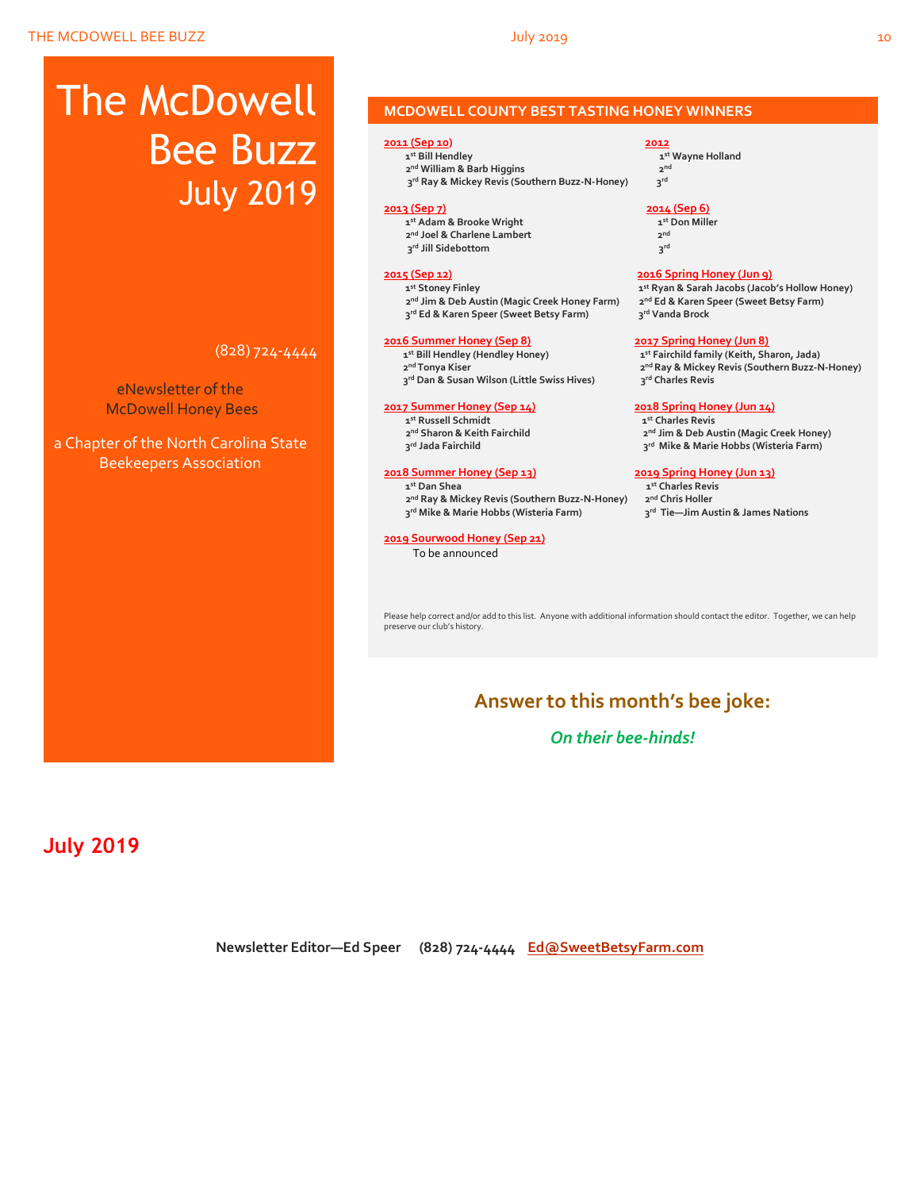# The McDowell Bee Buzz

July 2019

(828) 724-4444

eNewsletter of the McDowell Honey Bees

a Chapter of the North Carolina State Beekeepers Association

## MCDOWELL COUNTY BEST TASTING HONEY WINNERS

**2011 (Sep 10)**
- 1st Bill Hendley
- 2nd William & Barb Higgins
- 3rd Ray & Mickey Revis (Southern Buzz-N-Honey)

**2012**
- 1st Wayne Holland
- 2nd
- 3rd

**2013 (Sep 7)**
- 1st Adam & Brooke Wright
- 2nd Joel & Charlene Lambert
- 3rd Jill Sidebottom

**2014 (Sep 6)**
- 1st Don Miller
- 2nd
- 3rd

**2015 (Sep 12)**
- 1st Stoney Finley
- 2nd Jim & Deb Austin (Magic Creek Honey Farm)
- 3rd Ed & Karen Speer (Sweet Betsy Farm)

**2016 Spring Honey (Jun 9)**
- 1st Ryan & Sarah Jacobs (Jacob's Hollow Honey)
- 2nd Ed & Karen Speer (Sweet Betsy Farm)
- 3rd Vanda Brock

**2016 Summer Honey (Sep 8)**
- 1st Bill Hendley (Hendley Honey)
- 2nd Tonya Kiser
- 3rd Dan & Susan Wilson (Little Swiss Hives)

**2017 Spring Honey (Jun 8)**
- 1st Fairchild family (Keith, Sharon, Jada)
- 2nd Ray & Mickey Revis (Southern Buzz-N-Honey)
- 3rd Charles Revis

**2017 Summer Honey (Sep 14)**
- 1st Russell Schmidt
- 2nd Sharon & Keith Fairchild
- 3rd Jada Fairchild

**2018 Spring Honey (Jun 14)**
- 1st Charles Revis
- 2nd Jim & Deb Austin (Magic Creek Honey)
- 3rd Mike & Marie Hobbs (Wisteria Farm)

**2018 Summer Honey (Sep 13)**
- 1st Dan Shea
- 2nd Ray & Mickey Revis (Southern Buzz-N-Honey)
- 3rd Mike & Marie Hobbs (Wisteria Farm)

**2019 Spring Honey (Jun 13)**
- 1st Charles Revis
- 2nd Chris Holler
- 3rd Tie—Jim Austin & James Nations

**2019 Sourwood Honey (Sep 21)**

To be announced

Please help correct and/or add to this list. Anyone with additional information should contact the editor. Together, we can help preserve our club's history.

## Answer to this month's bee joke:

*On their bee-hinds!*

**July 2019**

**Newsletter Editor—Ed Speer (828) 724-4444 Ed@SweetBetsyFarm.com**